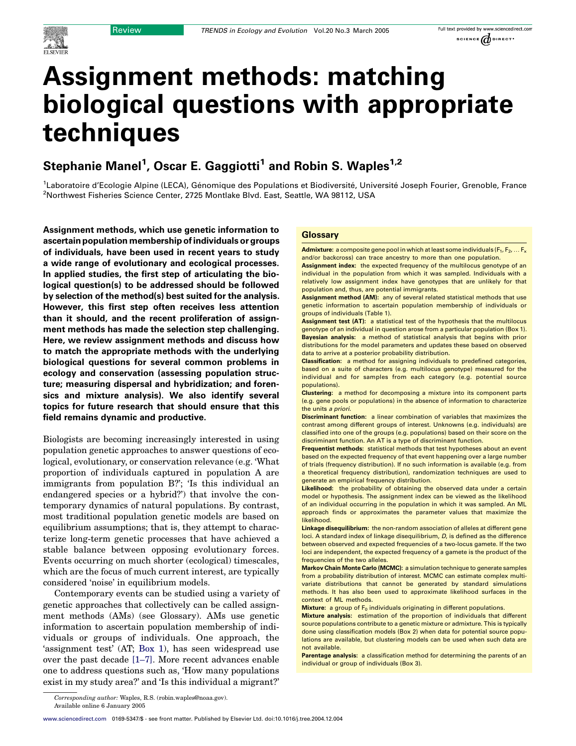# Assignment methods: matching biological questions with appropriate techniques

## Stephanie Manel[1], Oscar E. Gaggiotti[1] and Robin S. Waples[1,2]

[1]Laboratoire d'Ecologie Alpine (LECA), Génomique des Populations et Biodiversité, Université Joseph Fourier, Grenoble, France
[2]Northwest Fisheries Science Center, 2725 Montlake Blvd. East, Seattle, WA 98112, USA

**Assignment methods, which use genetic information to ascertain population membership of individuals or groups of individuals, have been used in recent years to study a wide range of evolutionary and ecological processes. In applied studies, the first step of articulating the biological question(s) to be addressed should be followed by selection of the method(s) best suited for the analysis. However, this first step often receives less attention than it should, and the recent proliferation of assignment methods has made the selection step challenging. Here, we review assignment methods and discuss how to match the appropriate methods with the underlying biological questions for several common problems in ecology and conservation (assessing population structure; measuring dispersal and hybridization; and forensics and mixture analysis). We also identify several topics for future research that should ensure that this field remains dynamic and productive.**

Biologists are becoming increasingly interested in using population genetic approaches to answer questions of ecological, evolutionary, or conservation relevance (e.g. 'What proportion of individuals captured in population A are immigrants from population B?'; 'Is this individual an endangered species or a hybrid?') that involve the contemporary dynamics of natural populations. By contrast, most traditional population genetic models are based on equilibrium assumptions; that is, they attempt to characterize long-term genetic processes that have achieved a stable balance between opposing evolutionary forces. Events occurring on much shorter (ecological) timescales, which are the focus of much current interest, are typically considered 'noise' in equilibrium models.

Contemporary events can be studied using a variety of genetic approaches that collectively can be called assignment methods (AMs) (see Glossary). AMs use genetic information to ascertain population membership of individuals or groups of individuals. One approach, the 'assignment test' (AT; Box 1), has seen widespread use over the past decade [1–7]. More recent advances enable one to address questions such as, 'How many populations exist in my study area?' and 'Is this individual a migrant?'

## Glossary

**Admixture:** a composite gene pool in which at least some individuals ($F_1$, $F_2$, … $F_x$ and/or backcross) can trace ancestry to more than one population.

**Assignment index:** the expected frequency of the multilocus genotype of an individual in the population from which it was sampled. Individuals with a relatively low assignment index have genotypes that are unlikely for that population and, thus, are potential immigrants.

**Assignment method (AM):** any of several related statistical methods that use genetic information to ascertain population membership of individuals or groups of individuals (Table 1).

**Assignment test (AT):** a statistical test of the hypothesis that the multilocus genotype of an individual in question arose from a particular population (Box 1).

**Bayesian analysis:** a method of statistical analysis that begins with prior distributions for the model parameters and updates these based on observed data to arrive at a posterior probability distribution.

**Classification:** a method for assigning individuals to predefined categories, based on a suite of characters (e.g. multilocus genotype) measured for the individual and for samples from each category (e.g. potential source populations).

**Clustering:** a method for decomposing a mixture into its component parts (e.g. gene pools or populations) in the absence of information to characterize the units *a priori.*

**Discriminant function:** a linear combination of variables that maximizes the contrast among different groups of interest. Unknowns (e.g. individuals) are classified into one of the groups (e.g. populations) based on their score on the discriminant function. An AT is a type of discriminant function.

**Frequentist methods:** statistical methods that test hypotheses about an event based on the expected frequency of that event happening over a large number of trials (frequency distribution). If no such information is available (e.g. from a theoretical frequency distribution), randomization techniques are used to generate an empirical frequency distribution.

**Likelihood:** the probability of obtaining the observed data under a certain model or hypothesis. The assignment index can be viewed as the likelihood of an individual occurring in the population in which it was sampled. An ML approach finds or approximates the parameter values that maximize the likelihood.

**Linkage disequilibrium:** the non-random association of alleles at different gene loci. A standard index of linkage disequilibrium, $D$, is defined as the difference between observed and expected frequencies of a two-locus gamete. If the two loci are independent, the expected frequency of a gamete is the product of the frequencies of the two alleles.

**Markov Chain Monte Carlo (MCMC):** a simulation technique to generate samples from a probability distribution of interest. MCMC can estimate complex multivariate distributions that cannot be generated by standard simulations methods. It has also been used to approximate likelihood surfaces in the context of ML methods.

**Mixture:** a group of $F_0$ individuals originating in different populations.

**Mixture analysis:** estimation of the proportion of individuals that different source populations contribute to a genetic mixture or admixture. This is typically done using classification models (Box 2) when data for potential source populations are available, but clustering models can be used when such data are not available.

**Parentage analysis:** a classification method for determining the parents of an individual or group of individuals (Box 3).

*Corresponding author:* Waples, R.S. (robin.waples@noaa.gov).
Available online 6 January 2005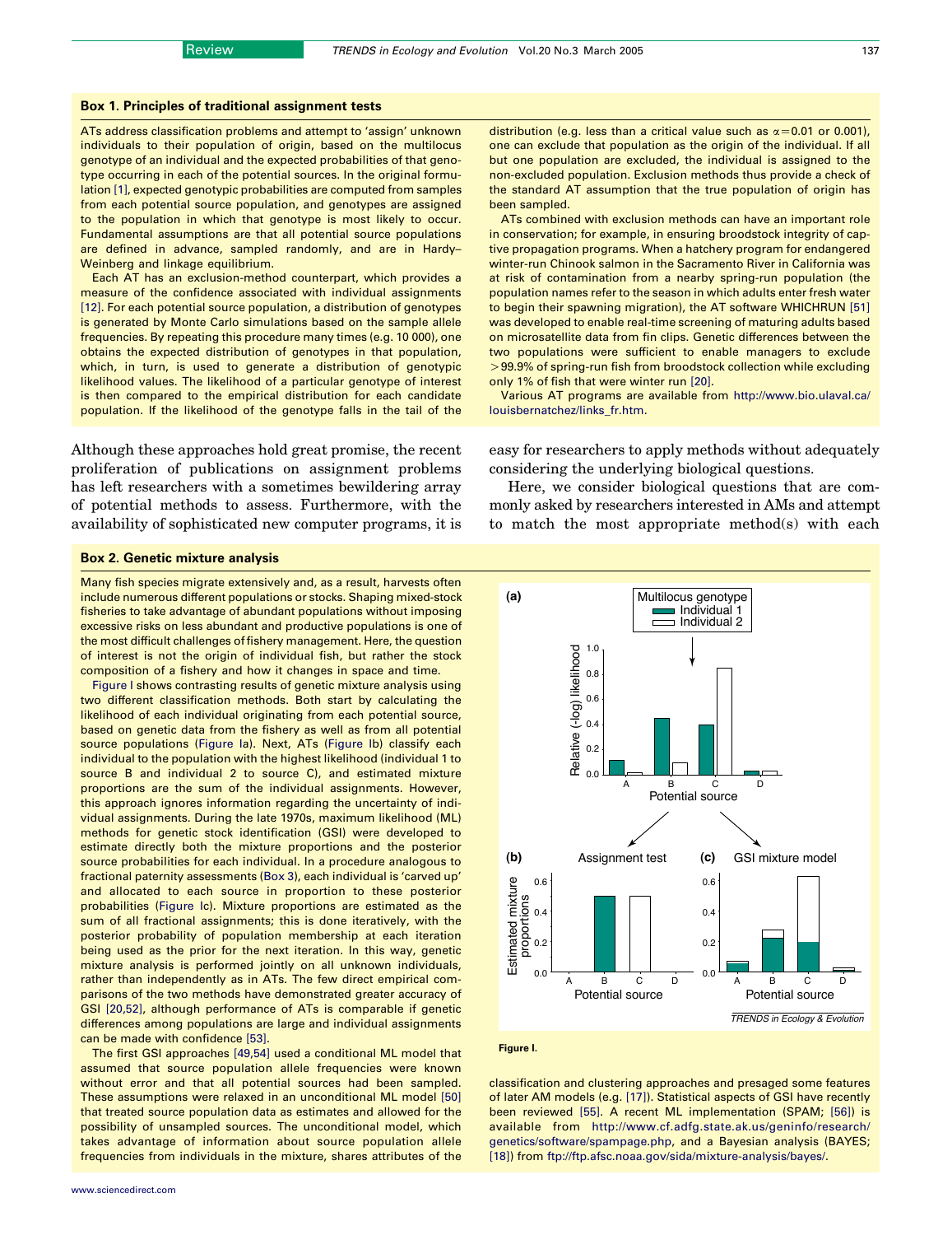### Box 1. Principles of traditional assignment tests

ATs address classification problems and attempt to 'assign' unknown individuals to their population of origin, based on the multilocus genotype of an individual and the expected probabilities of that genotype occurring in each of the potential sources. In the original formulation [1], expected genotypic probabilities are computed from samples from each potential source population, and genotypes are assigned to the population in which that genotype is most likely to occur. Fundamental assumptions are that all potential source populations are defined in advance, sampled randomly, and are in Hardy–Weinberg and linkage equilibrium.

Each AT has an exclusion-method counterpart, which provides a measure of the confidence associated with individual assignments [12]. For each potential source population, a distribution of genotypes is generated by Monte Carlo simulations based on the sample allele frequencies. By repeating this procedure many times (e.g. 10 000), one obtains the expected distribution of genotypes in that population, which, in turn, is used to generate a distribution of genotypic likelihood values. The likelihood of a particular genotype of interest is then compared to the empirical distribution for each candidate population. If the likelihood of the genotype falls in the tail of the distribution (e.g. less than a critical value such as $\alpha=0.01$ or 0.001), one can exclude that population as the origin of the individual. If all but one population are excluded, the individual is assigned to the non-excluded population. Exclusion methods thus provide a check of the standard AT assumption that the true population of origin has been sampled.

ATs combined with exclusion methods can have an important role in conservation; for example, in ensuring broodstock integrity of captive propagation programs. When a hatchery program for endangered winter-run Chinook salmon in the Sacramento River in California was at risk of contamination from a nearby spring-run population (the population names refer to the season in which adults enter fresh water to begin their spawning migration), the AT software WHICHRUN [51] was developed to enable real-time screening of maturing adults based on microsatellite data from fin clips. Genetic differences between the two populations were sufficient to enable managers to exclude >99.9% of spring-run fish from broodstock collection while excluding only 1% of fish that were winter run [20].

Various AT programs are available from http://www.bio.ulaval.ca/louisbernatchez/links_fr.htm.

Although these approaches hold great promise, the recent proliferation of publications on assignment problems has left researchers with a sometimes bewildering array of potential methods to assess. Furthermore, with the availability of sophisticated new computer programs, it is easy for researchers to apply methods without adequately considering the underlying biological questions.

Here, we consider biological questions that are commonly asked by researchers interested in AMs and attempt to match the most appropriate method(s) with each

### Box 2. Genetic mixture analysis

Many fish species migrate extensively and, as a result, harvests often include numerous different populations or stocks. Shaping mixed-stock fisheries to take advantage of abundant populations without imposing excessive risks on less abundant and productive populations is one of the most difficult challenges of fishery management. Here, the question of interest is not the origin of individual fish, but rather the stock composition of a fishery and how it changes in space and time.

Figure I shows contrasting results of genetic mixture analysis using two different classification methods. Both start by calculating the likelihood of each individual originating from each potential source, based on genetic data from the fishery as well as from all potential source populations (Figure Ia). Next, ATs (Figure Ib) classify each individual to the population with the highest likelihood (individual 1 to source B and individual 2 to source C), and estimated mixture proportions are the sum of the individual assignments. However, this approach ignores information regarding the uncertainty of individual assignments. During the late 1970s, maximum likelihood (ML) methods for genetic stock identification (GSI) were developed to estimate directly both the mixture proportions and the posterior source probabilities for each individual. In a procedure analogous to fractional paternity assessments (Box 3), each individual is 'carved up' and allocated to each source in proportion to these posterior probabilities (Figure Ic). Mixture proportions are estimated as the sum of all fractional assignments; this is done iteratively, with the posterior probability of population membership at each iteration being used as the prior for the next iteration. In this way, genetic mixture analysis is performed jointly on all unknown individuals, rather than independently as in ATs. The few direct empirical comparisons of the two methods have demonstrated greater accuracy of GSI [20,52], although performance of ATs is comparable if genetic differences among populations are large and individual assignments can be made with confidence [53].

The first GSI approaches [49,54] used a conditional ML model that assumed that source population allele frequencies were known without error and that all potential sources had been sampled. These assumptions were relaxed in an unconditional ML model [50] that treated source population data as estimates and allowed for the possibility of unsampled sources. The unconditional model, which takes advantage of information about source population allele frequencies from individuals in the mixture, shares attributes of the classification and clustering approaches and presaged some features of later AM models (e.g. [17]). Statistical aspects of GSI have recently been reviewed [55]. A recent ML implementation (SPAM; [56]) is available from http://www.cf.adfg.state.ak.us/geninfo/research/genetics/software/spampage.php, and a Bayesian analysis (BAYES; [18]) from ftp://ftp.afsc.noaa.gov/sida/mixture-analysis/bayes/.

Figure I.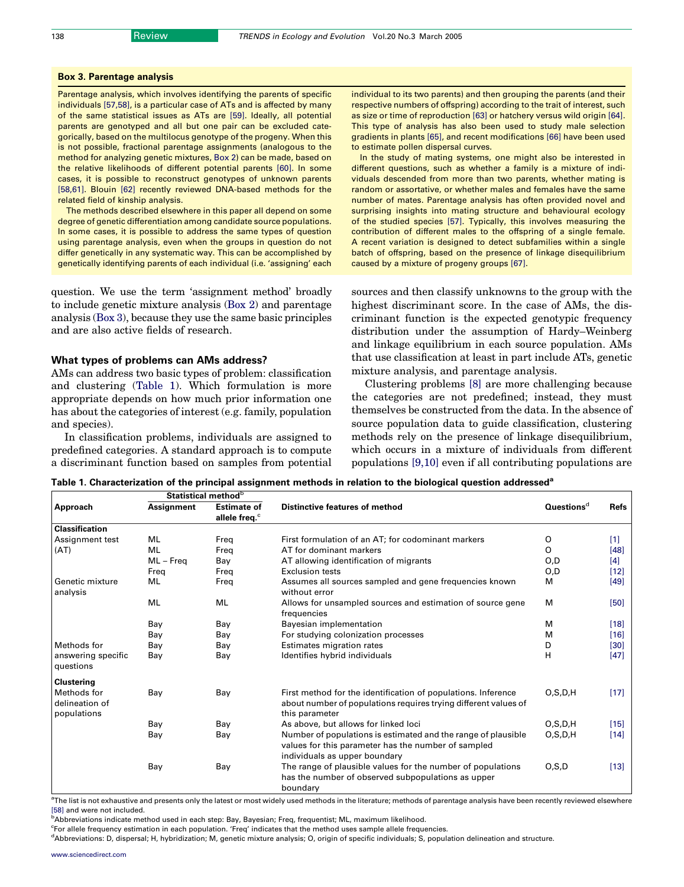### Box 3. Parentage analysis

Parentage analysis, which involves identifying the parents of specific individuals [57,58], is a particular case of ATs and is affected by many of the same statistical issues as ATs are [59]. Ideally, all potential parents are genotyped and all but one pair can be excluded categorically, based on the multilocus genotype of the progeny. When this is not possible, fractional parentage assignments (analogous to the method for analyzing genetic mixtures, Box 2) can be made, based on the relative likelihoods of different potential parents [60]. In some cases, it is possible to reconstruct genotypes of unknown parents [58,61]. Blouin [62] recently reviewed DNA-based methods for the related field of kinship analysis.

The methods described elsewhere in this paper all depend on some degree of genetic differentiation among candidate source populations. In some cases, it is possible to address the same types of question using parentage analysis, even when the groups in question do not differ genetically in any systematic way. This can be accomplished by genetically identifying parents of each individual (i.e. 'assigning' each individual to its two parents) and then grouping the parents (and their respective numbers of offspring) according to the trait of interest, such as size or time of reproduction [63] or hatchery versus wild origin [64]. This type of analysis has also been used to study male selection gradients in plants [65], and recent modifications [66] have been used to estimate pollen dispersal curves.

In the study of mating systems, one might also be interested in different questions, such as whether a family is a mixture of individuals descended from more than two parents, whether mating is random or assortative, or whether males and females have the same number of mates. Parentage analysis has often provided novel and surprising insights into mating structure and behavioural ecology of the studied species [57]. Typically, this involves measuring the contribution of different males to the offspring of a single female. A recent variation is designed to detect subfamilies within a single batch of offspring, based on the presence of linkage disequilibrium caused by a mixture of progeny groups [67].

question. We use the term 'assignment method' broadly to include genetic mixture analysis (Box 2) and parentage analysis (Box 3), because they use the same basic principles and are also active fields of research.

## What types of problems can AMs address?

AMs can address two basic types of problem: classification and clustering (Table 1). Which formulation is more appropriate depends on how much prior information one has about the categories of interest (e.g. family, population and species).

In classification problems, individuals are assigned to predefined categories. A standard approach is to compute a discriminant function based on samples from potential sources and then classify unknowns to the group with the highest discriminant score. In the case of AMs, the discriminant function is the expected genotypic frequency distribution under the assumption of Hardy–Weinberg and linkage equilibrium in each source population. AMs that use classification at least in part include ATs, genetic mixture analysis, and parentage analysis.

Clustering problems [8] are more challenging because the categories are not predefined; instead, they must themselves be constructed from the data. In the absence of source population data to guide classification, clustering methods rely on the presence of linkage disequilibrium, which occurs in a mixture of individuals from different populations [9,10] even if all contributing populations are

**Table 1. Characterization of the principal assignment methods in relation to the biological question addressed[a]**

| Approach | Statistical method[b] | | Distinctive features of method | Questions[d] | Refs |
|---|---|---|---|---|---|
| | Assignment | Estimate of allele freq.[c] | | | |
| **Classification** | | | | | |
| Assignment test (AT) | ML | Freq | First formulation of an AT; for codominant markers | O | [1] |
| | ML | Freq | AT for dominant markers | O | [48] |
| | ML – Freq | Bay | AT allowing identification of migrants | O,D | [4] |
| | Freq | Freq | Exclusion tests | O,D | [12] |
| Genetic mixture analysis | ML | Freq | Assumes all sources sampled and gene frequencies known without error | M | [49] |
| | ML | ML | Allows for unsampled sources and estimation of source gene frequencies | M | [50] |
| | Bay | Bay | Bayesian implementation | M | [18] |
| | Bay | Bay | For studying colonization processes | M | [16] |
| Methods for answering specific questions | Bay | Bay | Estimates migration rates | D | [30] |
| | Bay | Bay | Identifies hybrid individuals | H | [47] |
| **Clustering** | | | | | |
| Methods for delineation of populations | Bay | Bay | First method for the identification of populations. Inference about number of populations requires trying different values of this parameter | O,S,D,H | [17] |
| | Bay | Bay | As above, but allows for linked loci | O,S,D,H | [15] |
| | Bay | Bay | Number of populations is estimated and the range of plausible values for this parameter has the number of sampled individuals as upper boundary | O,S,D,H | [14] |
| | Bay | Bay | The range of plausible values for the number of populations has the number of observed subpopulations as upper boundary | O,S,D | [13] |

[a]The list is not exhaustive and presents only the latest or most widely used methods in the literature; methods of parentage analysis have been recently reviewed elsewhere [58] and were not included.
[b]Abbreviations indicate method used in each step: Bay, Bayesian; Freq, frequentist; ML, maximum likelihood.
[c]For allele frequency estimation in each population. 'Freq' indicates that the method uses sample allele frequencies.
[d]Abbreviations: D, dispersal; H, hybridization; M, genetic mixture analysis; O, origin of specific individuals; S, population delineation and structure.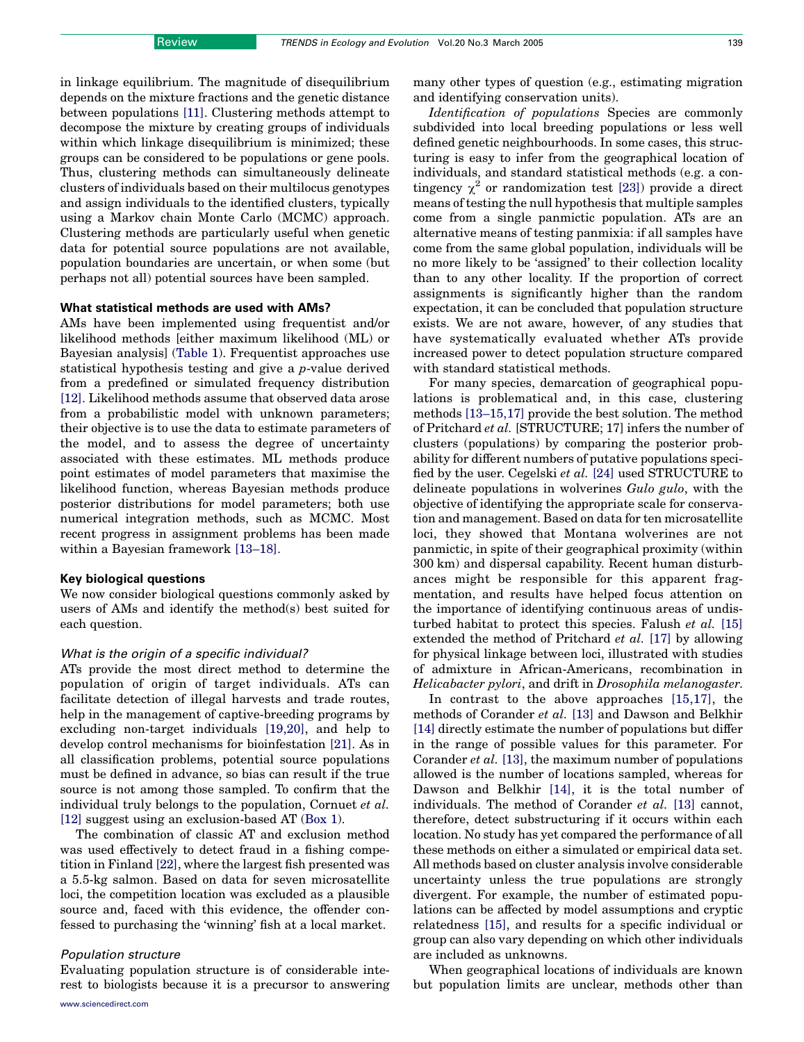in linkage equilibrium. The magnitude of disequilibrium depends on the mixture fractions and the genetic distance between populations [11]. Clustering methods attempt to decompose the mixture by creating groups of individuals within which linkage disequilibrium is minimized; these groups can be considered to be populations or gene pools. Thus, clustering methods can simultaneously delineate clusters of individuals based on their multilocus genotypes and assign individuals to the identified clusters, typically using a Markov chain Monte Carlo (MCMC) approach. Clustering methods are particularly useful when genetic data for potential source populations are not available, population boundaries are uncertain, or when some (but perhaps not all) potential sources have been sampled.

### What statistical methods are used with AMs?

AMs have been implemented using frequentist and/or likelihood methods [either maximum likelihood (ML) or Bayesian analysis] (Table 1). Frequentist approaches use statistical hypothesis testing and give a *p*-value derived from a predefined or simulated frequency distribution [12]. Likelihood methods assume that observed data arose from a probabilistic model with unknown parameters; their objective is to use the data to estimate parameters of the model, and to assess the degree of uncertainty associated with these estimates. ML methods produce point estimates of model parameters that maximise the likelihood function, whereas Bayesian methods produce posterior distributions for model parameters; both use numerical integration methods, such as MCMC. Most recent progress in assignment problems has been made within a Bayesian framework [13–18].

### Key biological questions

We now consider biological questions commonly asked by users of AMs and identify the method(s) best suited for each question.

#### *What is the origin of a specific individual?*

ATs provide the most direct method to determine the population of origin of target individuals. ATs can facilitate detection of illegal harvests and trade routes, help in the management of captive-breeding programs by excluding non-target individuals [19,20], and help to develop control mechanisms for bioinfestation [21]. As in all classification problems, potential source populations must be defined in advance, so bias can result if the true source is not among those sampled. To confirm that the individual truly belongs to the population, Cornuet *et al.* [12] suggest using an exclusion-based AT (Box 1).

The combination of classic AT and exclusion method was used effectively to detect fraud in a fishing competition in Finland [22], where the largest fish presented was a 5.5-kg salmon. Based on data for seven microsatellite loci, the competition location was excluded as a plausible source and, faced with this evidence, the offender confessed to purchasing the 'winning' fish at a local market.

#### *Population structure*

Evaluating population structure is of considerable interest to biologists because it is a precursor to answering many other types of question (e.g., estimating migration and identifying conservation units).

*Identification of populations* Species are commonly subdivided into local breeding populations or less well defined genetic neighbourhoods. In some cases, this structuring is easy to infer from the geographical location of individuals, and standard statistical methods (e.g. a contingency $\chi^2$ or randomization test [23]) provide a direct means of testing the null hypothesis that multiple samples come from a single panmictic population. ATs are an alternative means of testing panmixia: if all samples have come from the same global population, individuals will be no more likely to be 'assigned' to their collection locality than to any other locality. If the proportion of correct assignments is significantly higher than the random expectation, it can be concluded that population structure exists. We are not aware, however, of any studies that have systematically evaluated whether ATs provide increased power to detect population structure compared with standard statistical methods.

For many species, demarcation of geographical populations is problematical and, in this case, clustering methods [13–15,17] provide the best solution. The method of Pritchard *et al.* [STRUCTURE; 17] infers the number of clusters (populations) by comparing the posterior probability for different numbers of putative populations specified by the user. Cegelski *et al.* [24] used STRUCTURE to delineate populations in wolverines *Gulo gulo*, with the objective of identifying the appropriate scale for conservation and management. Based on data for ten microsatellite loci, they showed that Montana wolverines are not panmictic, in spite of their geographical proximity (within 300 km) and dispersal capability. Recent human disturbances might be responsible for this apparent fragmentation, and results have helped focus attention on the importance of identifying continuous areas of undisturbed habitat to protect this species. Falush *et al.* [15] extended the method of Pritchard *et al.* [17] by allowing for physical linkage between loci, illustrated with studies of admixture in African-Americans, recombination in *Helicabacter pylori*, and drift in *Drosophila melanogaster*.

In contrast to the above approaches [15,17], the methods of Corander *et al.* [13] and Dawson and Belkhir [14] directly estimate the number of populations but differ in the range of possible values for this parameter. For Corander *et al.* [13], the maximum number of populations allowed is the number of locations sampled, whereas for Dawson and Belkhir [14], it is the total number of individuals. The method of Corander *et al.* [13] cannot, therefore, detect substructuring if it occurs within each location. No study has yet compared the performance of all these methods on either a simulated or empirical data set. All methods based on cluster analysis involve considerable uncertainty unless the true populations are strongly divergent. For example, the number of estimated populations can be affected by model assumptions and cryptic relatedness [15], and results for a specific individual or group can also vary depending on which other individuals are included as unknowns.

When geographical locations of individuals are known but population limits are unclear, methods other than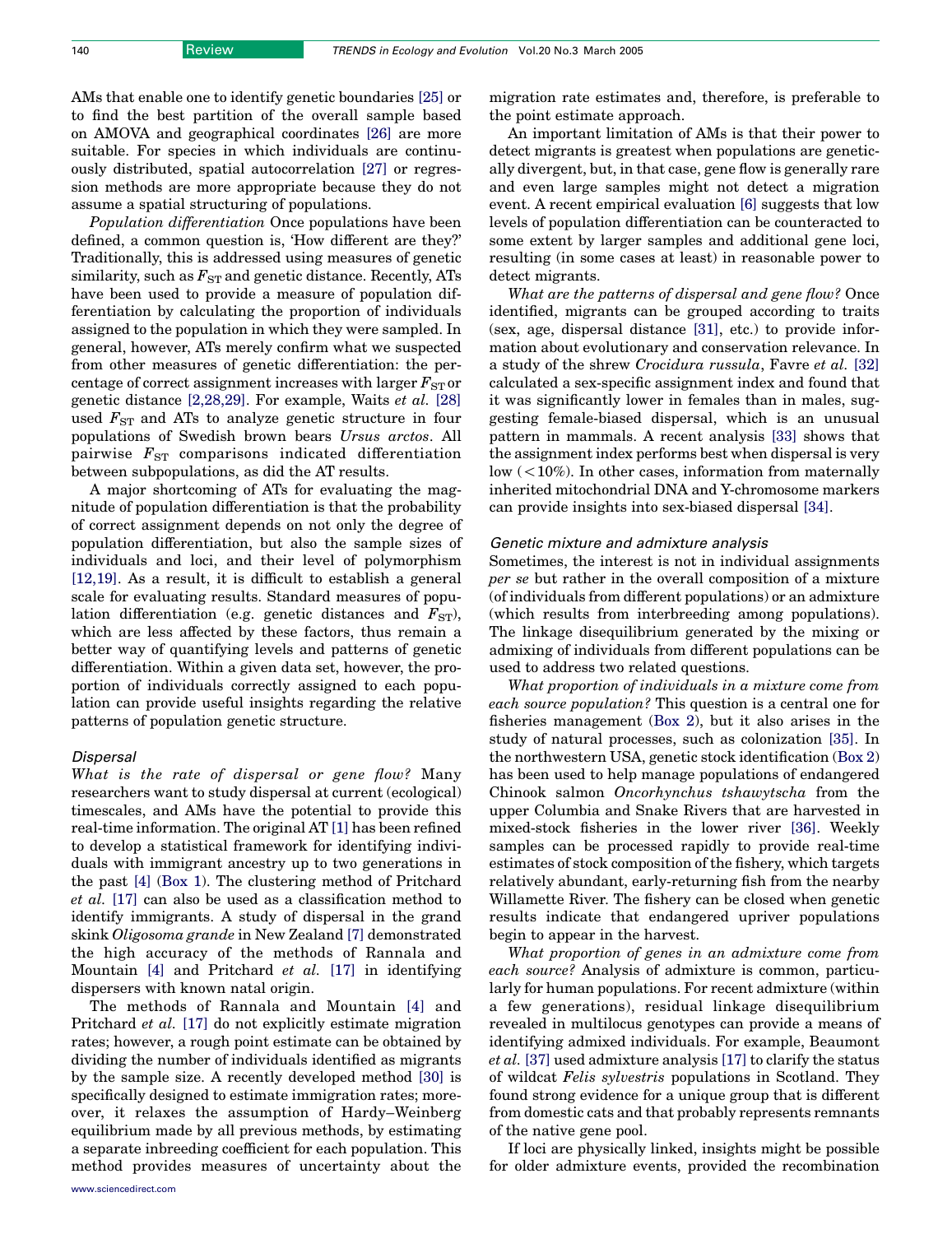AMs that enable one to identify genetic boundaries [25] or to find the best partition of the overall sample based on AMOVA and geographical coordinates [26] are more suitable. For species in which individuals are continuously distributed, spatial autocorrelation [27] or regression methods are more appropriate because they do not assume a spatial structuring of populations.

*Population differentiation* Once populations have been defined, a common question is, 'How different are they?' Traditionally, this is addressed using measures of genetic similarity, such as $F_{ST}$ and genetic distance. Recently, ATs have been used to provide a measure of population differentiation by calculating the proportion of individuals assigned to the population in which they were sampled. In general, however, ATs merely confirm what we suspected from other measures of genetic differentiation: the percentage of correct assignment increases with larger $F_{ST}$ or genetic distance [2,28,29]. For example, Waits *et al.* [28] used $F_{ST}$ and ATs to analyze genetic structure in four populations of Swedish brown bears *Ursus arctos*. All pairwise $F_{ST}$ comparisons indicated differentiation between subpopulations, as did the AT results.

A major shortcoming of ATs for evaluating the magnitude of population differentiation is that the probability of correct assignment depends on not only the degree of population differentiation, but also the sample sizes of individuals and loci, and their level of polymorphism [12,19]. As a result, it is difficult to establish a general scale for evaluating results. Standard measures of population differentiation (e.g. genetic distances and $F_{ST}$), which are less affected by these factors, thus remain a better way of quantifying levels and patterns of genetic differentiation. Within a given data set, however, the proportion of individuals correctly assigned to each population can provide useful insights regarding the relative patterns of population genetic structure.

### Dispersal

*What is the rate of dispersal or gene flow?* Many researchers want to study dispersal at current (ecological) timescales, and AMs have the potential to provide this real-time information. The original AT [1] has been refined to develop a statistical framework for identifying individuals with immigrant ancestry up to two generations in the past [4] (Box 1). The clustering method of Pritchard *et al.* [17] can also be used as a classification method to identify immigrants. A study of dispersal in the grand skink *Oligosoma grande* in New Zealand [7] demonstrated the high accuracy of the methods of Rannala and Mountain [4] and Pritchard *et al.* [17] in identifying dispersers with known natal origin.

The methods of Rannala and Mountain [4] and Pritchard *et al.* [17] do not explicitly estimate migration rates; however, a rough point estimate can be obtained by dividing the number of individuals identified as migrants by the sample size. A recently developed method [30] is specifically designed to estimate immigration rates; moreover, it relaxes the assumption of Hardy–Weinberg equilibrium made by all previous methods, by estimating a separate inbreeding coefficient for each population. This method provides measures of uncertainty about the migration rate estimates and, therefore, is preferable to the point estimate approach.

An important limitation of AMs is that their power to detect migrants is greatest when populations are genetically divergent, but, in that case, gene flow is generally rare and even large samples might not detect a migration event. A recent empirical evaluation [6] suggests that low levels of population differentiation can be counteracted to some extent by larger samples and additional gene loci, resulting (in some cases at least) in reasonable power to detect migrants.

*What are the patterns of dispersal and gene flow?* Once identified, migrants can be grouped according to traits (sex, age, dispersal distance [31], etc.) to provide information about evolutionary and conservation relevance. In a study of the shrew *Crocidura russula*, Favre *et al.* [32] calculated a sex-specific assignment index and found that it was significantly lower in females than in males, suggesting female-biased dispersal, which is an unusual pattern in mammals. A recent analysis [33] shows that the assignment index performs best when dispersal is very low ($<10\%$). In other cases, information from maternally inherited mitochondrial DNA and Y-chromosome markers can provide insights into sex-biased dispersal [34].

### Genetic mixture and admixture analysis

Sometimes, the interest is not in individual assignments *per se* but rather in the overall composition of a mixture (of individuals from different populations) or an admixture (which results from interbreeding among populations). The linkage disequilibrium generated by the mixing or admixing of individuals from different populations can be used to address two related questions.

*What proportion of individuals in a mixture come from each source population?* This question is a central one for fisheries management (Box 2), but it also arises in the study of natural processes, such as colonization [35]. In the northwestern USA, genetic stock identification (Box 2) has been used to help manage populations of endangered Chinook salmon *Oncorhynchus tshawytscha* from the upper Columbia and Snake Rivers that are harvested in mixed-stock fisheries in the lower river [36]. Weekly samples can be processed rapidly to provide real-time estimates of stock composition of the fishery, which targets relatively abundant, early-returning fish from the nearby Willamette River. The fishery can be closed when genetic results indicate that endangered upriver populations begin to appear in the harvest.

*What proportion of genes in an admixture come from each source?* Analysis of admixture is common, particularly for human populations. For recent admixture (within a few generations), residual linkage disequilibrium revealed in multilocus genotypes can provide a means of identifying admixed individuals. For example, Beaumont *et al.* [37] used admixture analysis [17] to clarify the status of wildcat *Felis sylvestris* populations in Scotland. They found strong evidence for a unique group that is different from domestic cats and that probably represents remnants of the native gene pool.

If loci are physically linked, insights might be possible for older admixture events, provided the recombination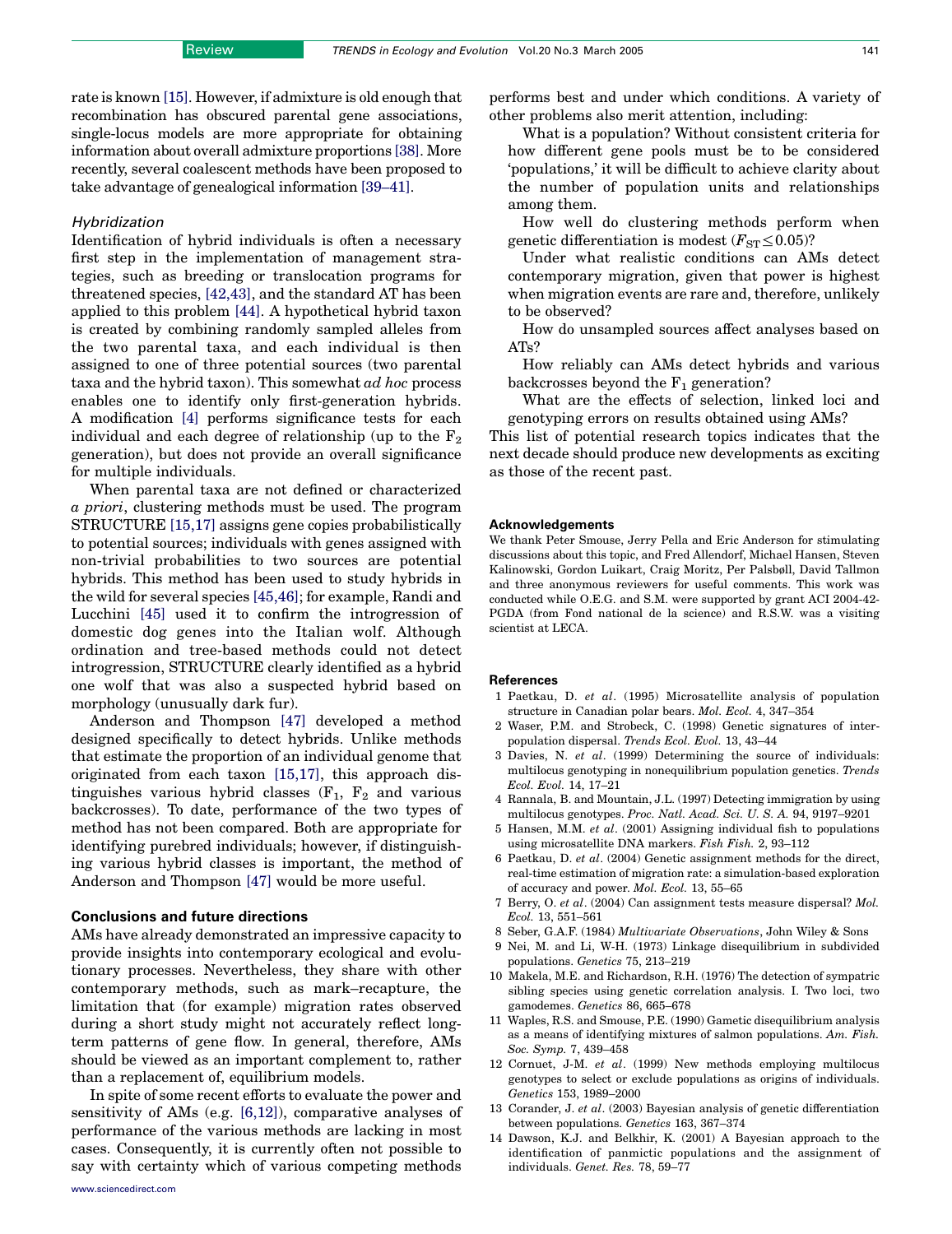rate is known [15]. However, if admixture is old enough that recombination has obscured parental gene associations, single-locus models are more appropriate for obtaining information about overall admixture proportions [38]. More recently, several coalescent methods have been proposed to take advantage of genealogical information [39–41].

### *Hybridization*

Identification of hybrid individuals is often a necessary first step in the implementation of management strategies, such as breeding or translocation programs for threatened species, [42,43], and the standard AT has been applied to this problem [44]. A hypothetical hybrid taxon is created by combining randomly sampled alleles from the two parental taxa, and each individual is then assigned to one of three potential sources (two parental taxa and the hybrid taxon). This somewhat *ad hoc* process enables one to identify only first-generation hybrids. A modification [4] performs significance tests for each individual and each degree of relationship (up to the $F_2$ generation), but does not provide an overall significance for multiple individuals.

When parental taxa are not defined or characterized *a priori*, clustering methods must be used. The program STRUCTURE [15,17] assigns gene copies probabilistically to potential sources; individuals with genes assigned with non-trivial probabilities to two sources are potential hybrids. This method has been used to study hybrids in the wild for several species [45,46]; for example, Randi and Lucchini [45] used it to confirm the introgression of domestic dog genes into the Italian wolf. Although ordination and tree-based methods could not detect introgression, STRUCTURE clearly identified as a hybrid one wolf that was also a suspected hybrid based on morphology (unusually dark fur).

Anderson and Thompson [47] developed a method designed specifically to detect hybrids. Unlike methods that estimate the proportion of an individual genome that originated from each taxon [15,17], this approach distinguishes various hybrid classes ($F_1$, $F_2$ and various backcrosses). To date, performance of the two types of method has not been compared. Both are appropriate for identifying purebred individuals; however, if distinguishing various hybrid classes is important, the method of Anderson and Thompson [47] would be more useful.

## Conclusions and future directions

AMs have already demonstrated an impressive capacity to provide insights into contemporary ecological and evolutionary processes. Nevertheless, they share with other contemporary methods, such as mark–recapture, the limitation that (for example) migration rates observed during a short study might not accurately reflect long-term patterns of gene flow. In general, therefore, AMs should be viewed as an important complement to, rather than a replacement of, equilibrium models.

In spite of some recent efforts to evaluate the power and sensitivity of AMs (e.g. [6,12]), comparative analyses of performance of the various methods are lacking in most cases. Consequently, it is currently often not possible to say with certainty which of various competing methods performs best and under which conditions. A variety of other problems also merit attention, including:

What is a population? Without consistent criteria for how different gene pools must be to be considered 'populations,' it will be difficult to achieve clarity about the number of population units and relationships among them.

How well do clustering methods perform when genetic differentiation is modest ($F_{ST} \leq 0.05$)?

Under what realistic conditions can AMs detect contemporary migration, given that power is highest when migration events are rare and, therefore, unlikely to be observed?

How do unsampled sources affect analyses based on ATs?

How reliably can AMs detect hybrids and various backcrosses beyond the $F_1$ generation?

What are the effects of selection, linked loci and genotyping errors on results obtained using AMs?

This list of potential research topics indicates that the next decade should produce new developments as exciting as those of the recent past.

## Acknowledgements

We thank Peter Smouse, Jerry Pella and Eric Anderson for stimulating discussions about this topic, and Fred Allendorf, Michael Hansen, Steven Kalinowski, Gordon Luikart, Craig Moritz, Per Palsbøll, David Tallmon and three anonymous reviewers for useful comments. This work was conducted while O.E.G. and S.M. were supported by grant ACI 2004-42-PGDA (from Fond national de la science) and R.S.W. was a visiting scientist at LECA.

## References

1. Paetkau, D. *et al*. (1995) Microsatellite analysis of population structure in Canadian polar bears. *Mol. Ecol.* 4, 347–354
2. Waser, P.M. and Strobeck, C. (1998) Genetic signatures of interpopulation dispersal. *Trends Ecol. Evol.* 13, 43–44
3. Davies, N. *et al*. (1999) Determining the source of individuals: multilocus genotyping in nonequilibrium population genetics. *Trends Ecol. Evol.* 14, 17–21
4. Rannala, B. and Mountain, J.L. (1997) Detecting immigration by using multilocus genotypes. *Proc. Natl. Acad. Sci. U. S. A.* 94, 9197–9201
5. Hansen, M.M. *et al*. (2001) Assigning individual fish to populations using microsatellite DNA markers. *Fish Fish.* 2, 93–112
6. Paetkau, D. *et al*. (2004) Genetic assignment methods for the direct, real-time estimation of migration rate: a simulation-based exploration of accuracy and power. *Mol. Ecol.* 13, 55–65
7. Berry, O. *et al*. (2004) Can assignment tests measure dispersal? *Mol. Ecol.* 13, 551–561
8. Seber, G.A.F. (1984) *Multivariate Observations*, John Wiley & Sons
9. Nei, M. and Li, W-H. (1973) Linkage disequilibrium in subdivided populations. *Genetics* 75, 213–219
10. Makela, M.E. and Richardson, R.H. (1976) The detection of sympatric sibling species using genetic correlation analysis. I. Two loci, two gamodemes. *Genetics* 86, 665–678
11. Waples, R.S. and Smouse, P.E. (1990) Gametic disequilibrium analysis as a means of identifying mixtures of salmon populations. *Am. Fish. Soc. Symp.* 7, 439–458
12. Cornuet, J-M. *et al*. (1999) New methods employing multilocus genotypes to select or exclude populations as origins of individuals. *Genetics* 153, 1989–2000
13. Corander, J. *et al*. (2003) Bayesian analysis of genetic differentiation between populations. *Genetics* 163, 367–374
14. Dawson, K.J. and Belkhir, K. (2001) A Bayesian approach to the identification of panmictic populations and the assignment of individuals. *Genet. Res.* 78, 59–77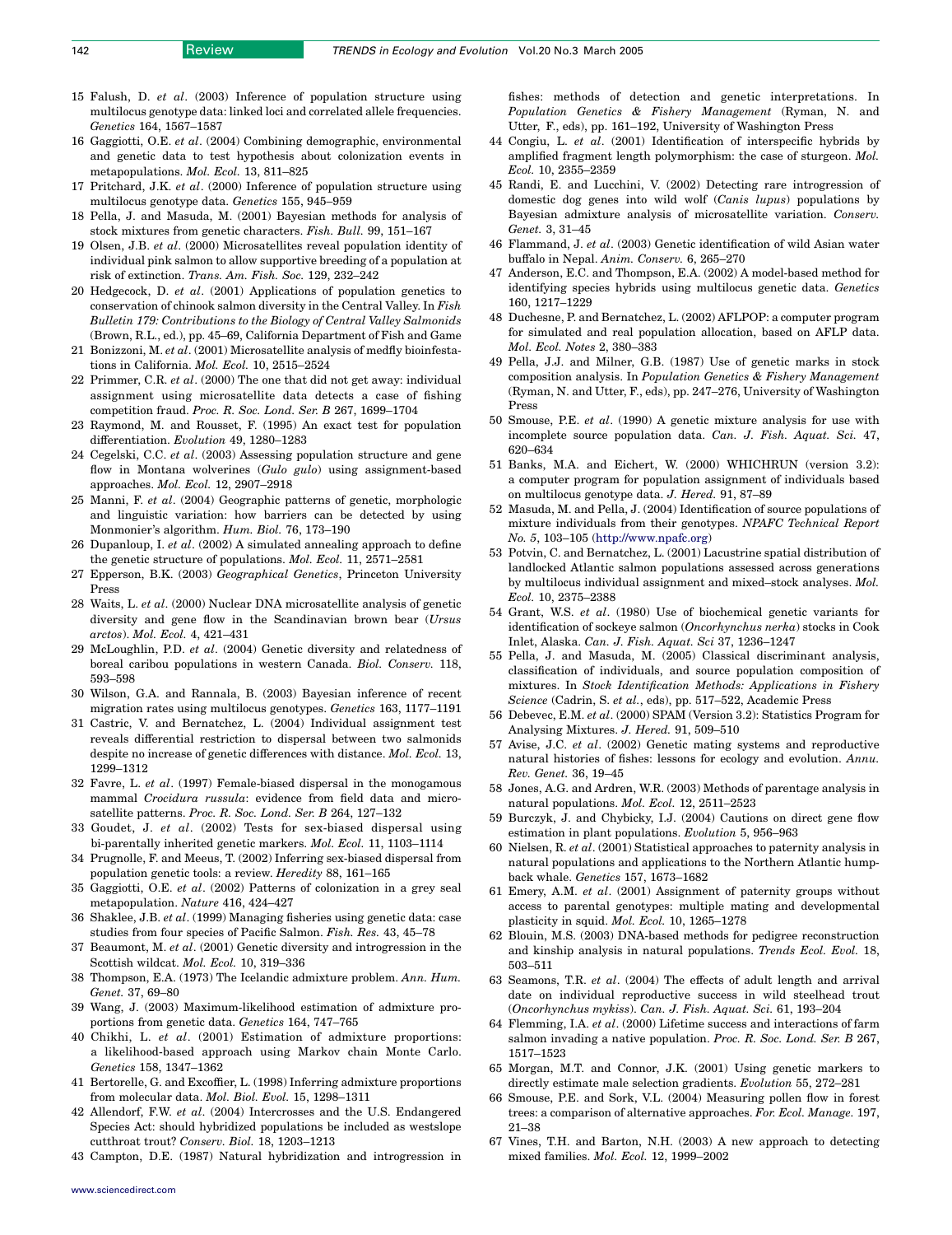15 Falush, D. *et al*. (2003) Inference of population structure using multilocus genotype data: linked loci and correlated allele frequencies. *Genetics* 164, 1567–1587

16 Gaggiotti, O.E. *et al*. (2004) Combining demographic, environmental and genetic data to test hypothesis about colonization events in metapopulations. *Mol. Ecol.* 13, 811–825

17 Pritchard, J.K. *et al*. (2000) Inference of population structure using multilocus genotype data. *Genetics* 155, 945–959

18 Pella, J. and Masuda, M. (2001) Bayesian methods for analysis of stock mixtures from genetic characters. *Fish. Bull.* 99, 151–167

19 Olsen, J.B. *et al*. (2000) Microsatellites reveal population identity of individual pink salmon to allow supportive breeding of a population at risk of extinction. *Trans. Am. Fish. Soc.* 129, 232–242

20 Hedgecock, D. *et al*. (2001) Applications of population genetics to conservation of chinook salmon diversity in the Central Valley. In *Fish Bulletin 179: Contributions to the Biology of Central Valley Salmonids* (Brown, R.L., ed.), pp. 45–69, California Department of Fish and Game

21 Bonizzoni, M. *et al*. (2001) Microsatellite analysis of medfly bioinfestations in California. *Mol. Ecol.* 10, 2515–2524

22 Primmer, C.R. *et al*. (2000) The one that did not get away: individual assignment using microsatellite data detects a case of fishing competition fraud. *Proc. R. Soc. Lond. Ser. B* 267, 1699–1704

23 Raymond, M. and Rousset, F. (1995) An exact test for population differentiation. *Evolution* 49, 1280–1283

24 Cegelski, C.C. *et al*. (2003) Assessing population structure and gene flow in Montana wolverines (*Gulo gulo*) using assignment-based approaches. *Mol. Ecol.* 12, 2907–2918

25 Manni, F. *et al*. (2004) Geographic patterns of genetic, morphologic and linguistic variation: how barriers can be detected by using Monmonier's algorithm. *Hum. Biol.* 76, 173–190

26 Dupanloup, I. *et al*. (2002) A simulated annealing approach to define the genetic structure of populations. *Mol. Ecol.* 11, 2571–2581

27 Epperson, B.K. (2003) *Geographical Genetics*, Princeton University Press

28 Waits, L. *et al*. (2000) Nuclear DNA microsatellite analysis of genetic diversity and gene flow in the Scandinavian brown bear (*Ursus arctos*). *Mol. Ecol.* 4, 421–431

29 McLoughlin, P.D. *et al*. (2004) Genetic diversity and relatedness of boreal caribou populations in western Canada. *Biol. Conserv.* 118, 593–598

30 Wilson, G.A. and Rannala, B. (2003) Bayesian inference of recent migration rates using multilocus genotypes. *Genetics* 163, 1177–1191

31 Castric, V. and Bernatchez, L. (2004) Individual assignment test reveals differential restriction to dispersal between two salmonids despite no increase of genetic differences with distance. *Mol. Ecol.* 13, 1299–1312

32 Favre, L. *et al*. (1997) Female-biased dispersal in the monogamous mammal *Crocidura russula*: evidence from field data and microsatellite patterns. *Proc. R. Soc. Lond. Ser. B* 264, 127–132

33 Goudet, J. *et al*. (2002) Tests for sex-biased dispersal using bi-parentally inherited genetic markers. *Mol. Ecol.* 11, 1103–1114

34 Prugnolle, F. and Meeus, T. (2002) Inferring sex-biased dispersal from population genetic tools: a review. *Heredity* 88, 161–165

35 Gaggiotti, O.E. *et al*. (2002) Patterns of colonization in a grey seal metapopulation. *Nature* 416, 424–427

36 Shaklee, J.B. *et al*. (1999) Managing fisheries using genetic data: case studies from four species of Pacific Salmon. *Fish. Res.* 43, 45–78

37 Beaumont, M. *et al*. (2001) Genetic diversity and introgression in the Scottish wildcat. *Mol. Ecol.* 10, 319–336

38 Thompson, E.A. (1973) The Icelandic admixture problem. *Ann. Hum. Genet.* 37, 69–80

39 Wang, J. (2003) Maximum-likelihood estimation of admixture proportions from genetic data. *Genetics* 164, 747–765

40 Chikhi, L. *et al*. (2001) Estimation of admixture proportions: a likelihood-based approach using Markov chain Monte Carlo. *Genetics* 158, 1347–1362

41 Bertorelle, G. and Excoffier, L. (1998) Inferring admixture proportions from molecular data. *Mol. Biol. Evol.* 15, 1298–1311

42 Allendorf, F.W. *et al*. (2004) Intercrosses and the U.S. Endangered Species Act: should hybridized populations be included as westslope cutthroat trout? *Conserv. Biol.* 18, 1203–1213

43 Campton, D.E. (1987) Natural hybridization and introgression in fishes: methods of detection and genetic interpretations. In *Population Genetics & Fishery Management* (Ryman, N. and Utter, F., eds), pp. 161–192, University of Washington Press

44 Congiu, L. *et al*. (2001) Identification of interspecific hybrids by amplified fragment length polymorphism: the case of sturgeon. *Mol. Ecol.* 10, 2355–2359

45 Randi, E. and Lucchini, V. (2002) Detecting rare introgression of domestic dog genes into wild wolf (*Canis lupus*) populations by Bayesian admixture analysis of microsatellite variation. *Conserv. Genet.* 3, 31–45

46 Flammand, J. *et al*. (2003) Genetic identification of wild Asian water buffalo in Nepal. *Anim. Conserv.* 6, 265–270

47 Anderson, E.C. and Thompson, E.A. (2002) A model-based method for identifying species hybrids using multilocus genetic data. *Genetics* 160, 1217–1229

48 Duchesne, P. and Bernatchez, L. (2002) AFLPOP: a computer program for simulated and real population allocation, based on AFLP data. *Mol. Ecol. Notes* 2, 380–383

49 Pella, J.J. and Milner, G.B. (1987) Use of genetic marks in stock composition analysis. In *Population Genetics & Fishery Management* (Ryman, N. and Utter, F., eds), pp. 247–276, University of Washington Press

50 Smouse, P.E. *et al*. (1990) A genetic mixture analysis for use with incomplete source population data. *Can. J. Fish. Aquat. Sci.* 47, 620–634

51 Banks, M.A. and Eichert, W. (2000) WHICHRUN (version 3.2): a computer program for population assignment of individuals based on multilocus genotype data. *J. Hered.* 91, 87–89

52 Masuda, M. and Pella, J. (2004) Identification of source populations of mixture individuals from their genotypes. *NPAFC Technical Report No. 5*, 103–105 (http://www.npafc.org)

53 Potvin, C. and Bernatchez, L. (2001) Lacustrine spatial distribution of landlocked Atlantic salmon populations assessed across generations by multilocus individual assignment and mixed–stock analyses. *Mol. Ecol.* 10, 2375–2388

54 Grant, W.S. *et al*. (1980) Use of biochemical genetic variants for identification of sockeye salmon (*Oncorhynchus nerka*) stocks in Cook Inlet, Alaska. *Can. J. Fish. Aquat. Sci* 37, 1236–1247

55 Pella, J. and Masuda, M. (2005) Classical discriminant analysis, classification of individuals, and source population composition of mixtures. In *Stock Identification Methods: Applications in Fishery Science* (Cadrin, S. *et al*., eds), pp. 517–522, Academic Press

56 Debevec, E.M. *et al*. (2000) SPAM (Version 3.2): Statistics Program for Analysing Mixtures. *J. Hered.* 91, 509–510

57 Avise, J.C. *et al*. (2002) Genetic mating systems and reproductive natural histories of fishes: lessons for ecology and evolution. *Annu. Rev. Genet.* 36, 19–45

58 Jones, A.G. and Ardren, W.R. (2003) Methods of parentage analysis in natural populations. *Mol. Ecol.* 12, 2511–2523

59 Burczyk, J. and Chybicky, I.J. (2004) Cautions on direct gene flow estimation in plant populations. *Evolution* 5, 956–963

60 Nielsen, R. *et al*. (2001) Statistical approaches to paternity analysis in natural populations and applications to the Northern Atlantic humpback whale. *Genetics* 157, 1673–1682

61 Emery, A.M. *et al*. (2001) Assignment of paternity groups without access to parental genotypes: multiple mating and developmental plasticity in squid. *Mol. Ecol.* 10, 1265–1278

62 Blouin, M.S. (2003) DNA-based methods for pedigree reconstruction and kinship analysis in natural populations. *Trends Ecol. Evol.* 18, 503–511

63 Seamons, T.R. *et al*. (2004) The effects of adult length and arrival date on individual reproductive success in wild steelhead trout (*Oncorhynchus mykiss*). *Can. J. Fish. Aquat. Sci.* 61, 193–204

64 Flemming, I.A. *et al*. (2000) Lifetime success and interactions of farm salmon invading a native population. *Proc. R. Soc. Lond. Ser. B* 267, 1517–1523

65 Morgan, M.T. and Connor, J.K. (2001) Using genetic markers to directly estimate male selection gradients. *Evolution* 55, 272–281

66 Smouse, P.E. and Sork, V.L. (2004) Measuring pollen flow in forest trees: a comparison of alternative approaches. *For. Ecol. Manage.* 197, 21–38

67 Vines, T.H. and Barton, N.H. (2003) A new approach to detecting mixed families. *Mol. Ecol.* 12, 1999–2002